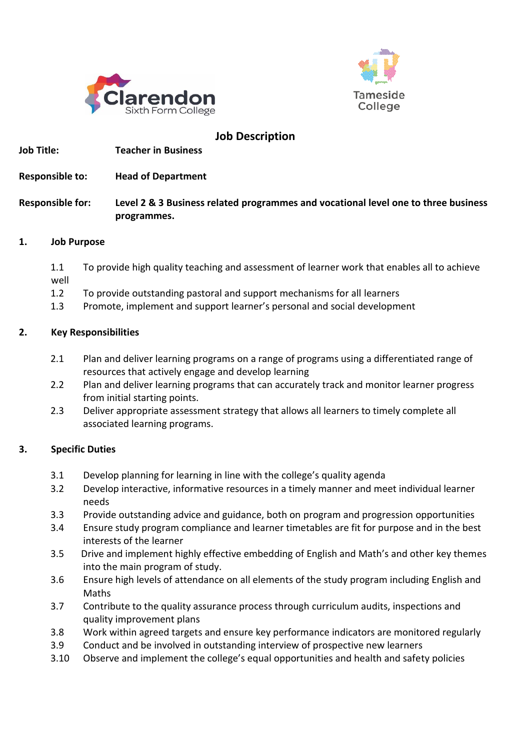Clarendon Sixth Form College

Tameside College

# Job Description

**Job Title:** **Teacher in Business**

**Responsible to:** **Head of Department**

**Responsible for:** **Level 2 & 3 Business related programmes and vocational level one to three business programmes.**

## 1. Job Purpose

1.1 To provide high quality teaching and assessment of learner work that enables all to achieve well

1.2 To provide outstanding pastoral and support mechanisms for all learners

1.3 Promote, implement and support learner's personal and social development

## 2. Key Responsibilities

2.1 Plan and deliver learning programs on a range of programs using a differentiated range of resources that actively engage and develop learning

2.2 Plan and deliver learning programs that can accurately track and monitor learner progress from initial starting points.

2.3 Deliver appropriate assessment strategy that allows all learners to timely complete all associated learning programs.

## 3. Specific Duties

3.1 Develop planning for learning in line with the college's quality agenda

3.2 Develop interactive, informative resources in a timely manner and meet individual learner needs

3.3 Provide outstanding advice and guidance, both on program and progression opportunities

3.4 Ensure study program compliance and learner timetables are fit for purpose and in the best interests of the learner

3.5 Drive and implement highly effective embedding of English and Math's and other key themes into the main program of study.

3.6 Ensure high levels of attendance on all elements of the study program including English and Maths

3.7 Contribute to the quality assurance process through curriculum audits, inspections and quality improvement plans

3.8 Work within agreed targets and ensure key performance indicators are monitored regularly

3.9 Conduct and be involved in outstanding interview of prospective new learners

3.10 Observe and implement the college's equal opportunities and health and safety policies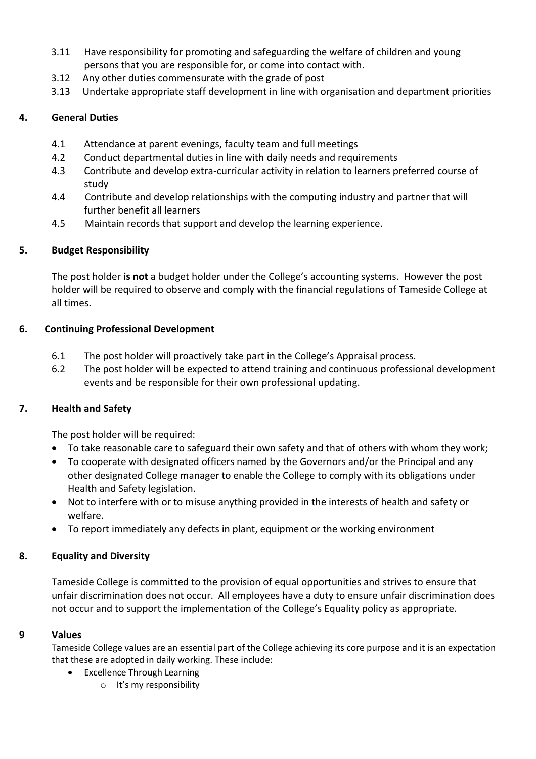3.11 Have responsibility for promoting and safeguarding the welfare of children and young persons that you are responsible for, or come into contact with.

3.12 Any other duties commensurate with the grade of post

3.13 Undertake appropriate staff development in line with organisation and department priorities

## 4. General Duties

4.1 Attendance at parent evenings, faculty team and full meetings

4.2 Conduct departmental duties in line with daily needs and requirements

4.3 Contribute and develop extra-curricular activity in relation to learners preferred course of study

4.4 Contribute and develop relationships with the computing industry and partner that will further benefit all learners

4.5 Maintain records that support and develop the learning experience.

## 5. Budget Responsibility

The post holder **is not** a budget holder under the College's accounting systems. However the post holder will be required to observe and comply with the financial regulations of Tameside College at all times.

## 6. Continuing Professional Development

6.1 The post holder will proactively take part in the College's Appraisal process.

6.2 The post holder will be expected to attend training and continuous professional development events and be responsible for their own professional updating.

## 7. Health and Safety

The post holder will be required:

- To take reasonable care to safeguard their own safety and that of others with whom they work;
- To cooperate with designated officers named by the Governors and/or the Principal and any other designated College manager to enable the College to comply with its obligations under Health and Safety legislation.
- Not to interfere with or to misuse anything provided in the interests of health and safety or welfare.
- To report immediately any defects in plant, equipment or the working environment

## 8. Equality and Diversity

Tameside College is committed to the provision of equal opportunities and strives to ensure that unfair discrimination does not occur. All employees have a duty to ensure unfair discrimination does not occur and to support the implementation of the College's Equality policy as appropriate.

## 9 Values

Tameside College values are an essential part of the College achieving its core purpose and it is an expectation that these are adopted in daily working. These include:

- Excellence Through Learning
  - It's my responsibility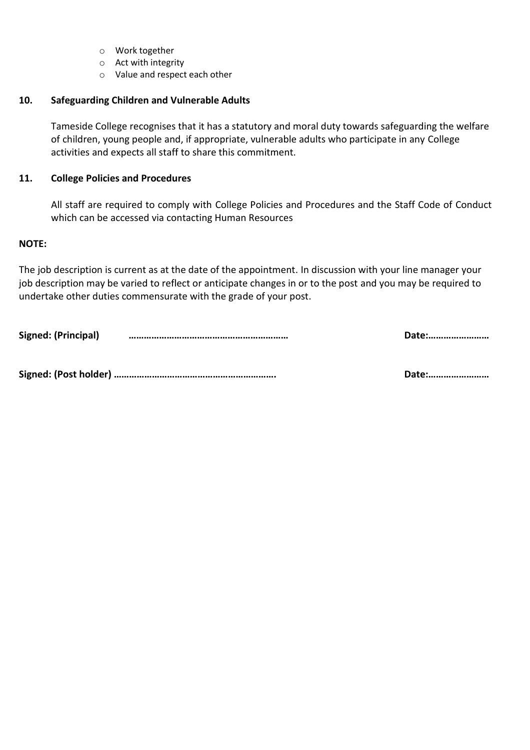- Work together
- Act with integrity
- Value and respect each other

## 10. Safeguarding Children and Vulnerable Adults

Tameside College recognises that it has a statutory and moral duty towards safeguarding the welfare of children, young people and, if appropriate, vulnerable adults who participate in any College activities and expects all staff to share this commitment.

## 11. College Policies and Procedures

All staff are required to comply with College Policies and Procedures and the Staff Code of Conduct which can be accessed via contacting Human Resources

**NOTE:**

The job description is current as at the date of the appointment. In discussion with your line manager your job description may be varied to reflect or anticipate changes in or to the post and you may be required to undertake other duties commensurate with the grade of your post.

**Signed: (Principal) ……………………………………………………… Date:……………………**

**Signed: (Post holder) ……………………………………………………. Date:……………………**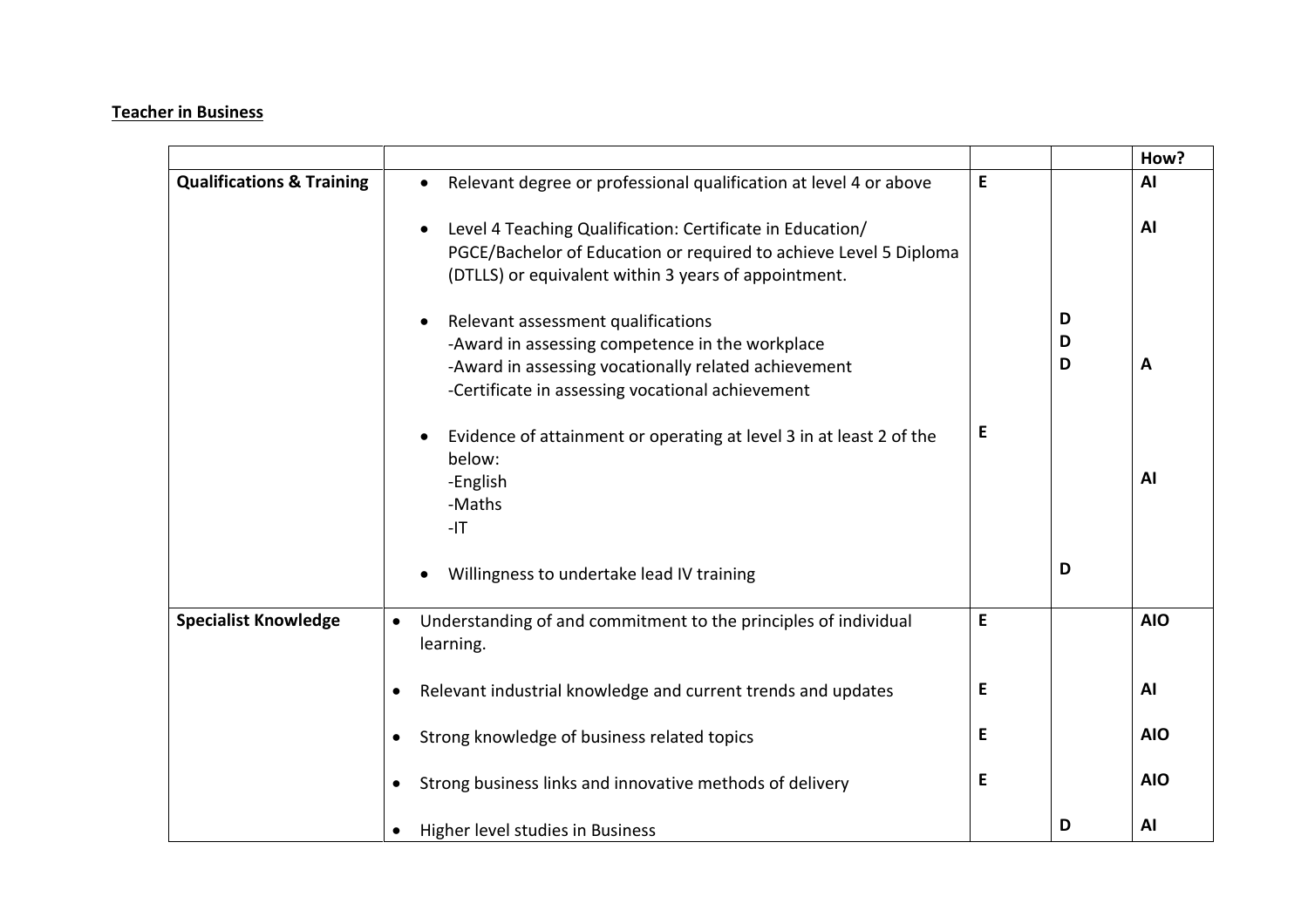**Teacher in Business**

| | | | | How? |
|---|---|---|---|---|
| **Qualifications & Training** | • Relevant degree or professional qualification at level 4 or above | **E** | | **AI** |
| | • Level 4 Teaching Qualification: Certificate in Education/ PGCE/Bachelor of Education or required to achieve Level 5 Diploma (DTLLS) or equivalent within 3 years of appointment. | | | **AI** |
| | • Relevant assessment qualifications<br>-Award in assessing competence in the workplace<br>-Award in assessing vocationally related achievement<br>-Certificate in assessing vocational achievement | | **D**<br>**D**<br>**D** | **A** |
| | • Evidence of attainment or operating at level 3 in at least 2 of the below:<br>-English<br>-Maths<br>-IT | **E** | | **AI** |
| | • Willingness to undertake lead IV training | | **D** | |
| **Specialist Knowledge** | • Understanding of and commitment to the principles of individual learning. | **E** | | **AIO** |
| | • Relevant industrial knowledge and current trends and updates | **E** | | **AI** |
| | • Strong knowledge of business related topics | **E** | | **AIO** |
| | • Strong business links and innovative methods of delivery | **E** | | **AIO** |
| | • Higher level studies in Business | | **D** | **AI** |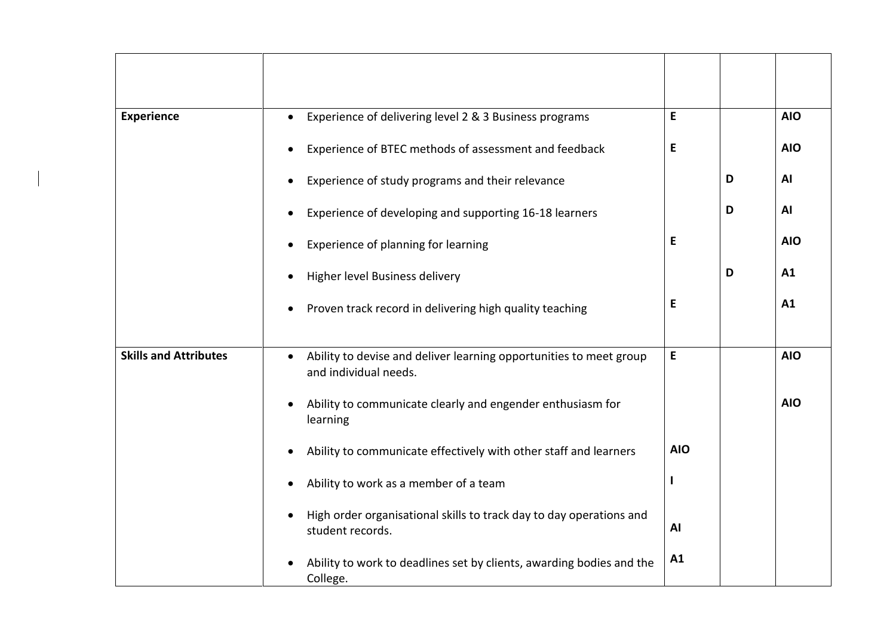| | | | | |
|---|---|---|---|---|
| **Experience** | • Experience of delivering level 2 & 3 Business programs | **E** | | **AIO** |
| | • Experience of BTEC methods of assessment and feedback | **E** | | **AIO** |
| | • Experience of study programs and their relevance | | **D** | **AI** |
| | • Experience of developing and supporting 16-18 learners | | **D** | **AI** |
| | • Experience of planning for learning | **E** | | **AIO** |
| | • Higher level Business delivery | | **D** | **A1** |
| | • Proven track record in delivering high quality teaching | **E** | | **A1** |
| **Skills and Attributes** | • Ability to devise and deliver learning opportunities to meet group and individual needs. | **E** | | **AIO** |
| | • Ability to communicate clearly and engender enthusiasm for learning | | | **AIO** |
| | • Ability to communicate effectively with other staff and learners | **AIO** | | |
| | • Ability to work as a member of a team | **I** | | |
| | • High order organisational skills to track day to day operations and student records. | **AI** | | |
| | • Ability to work to deadlines set by clients, awarding bodies and the College. | **A1** | | |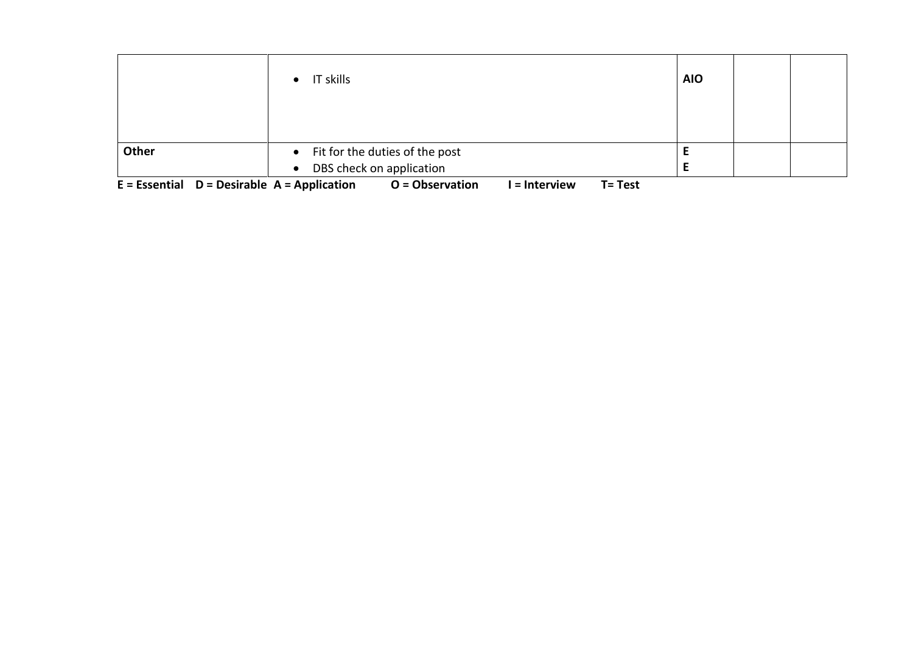| | | | | |
|---|---|---|---|---|
| | • IT skills | **AIO** | | |
| **Other** | • Fit for the duties of the post<br>• DBS check on application | **E**<br>**E** | | |

**E = Essential D = Desirable A = Application O = Observation I = Interview T= Test**